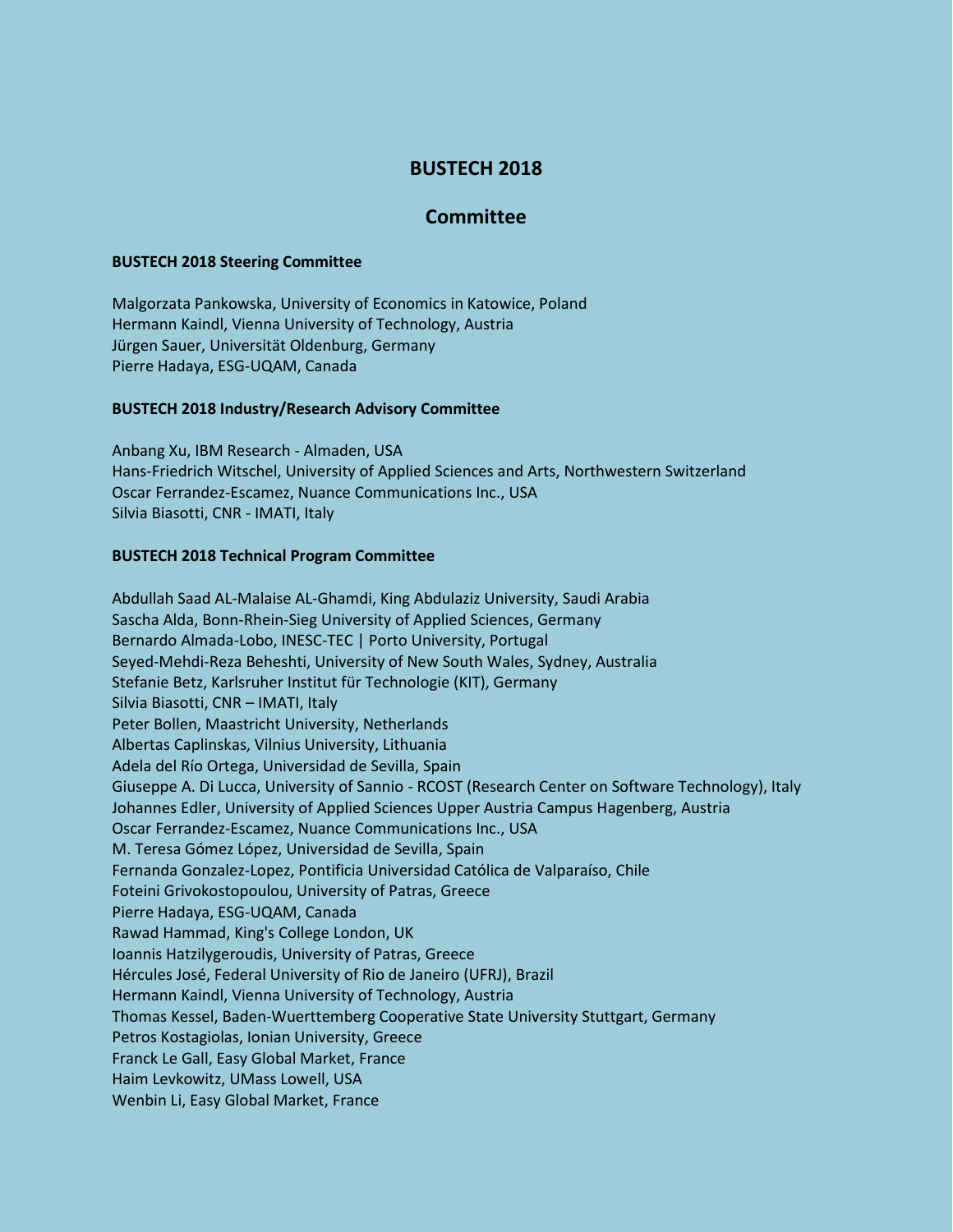# BUSTECH 2018

## Committee

### BUSTECH 2018 Steering Committee

Malgorzata Pankowska, University of Economics in Katowice, Poland
Hermann Kaindl, Vienna University of Technology, Austria
Jürgen Sauer, Universität Oldenburg, Germany
Pierre Hadaya, ESG-UQAM, Canada

### BUSTECH 2018 Industry/Research Advisory Committee

Anbang Xu, IBM Research - Almaden, USA
Hans-Friedrich Witschel, University of Applied Sciences and Arts, Northwestern Switzerland
Oscar Ferrandez-Escamez, Nuance Communications Inc., USA
Silvia Biasotti, CNR - IMATI, Italy

### BUSTECH 2018 Technical Program Committee

Abdullah Saad AL-Malaise AL-Ghamdi, King Abdulaziz University, Saudi Arabia
Sascha Alda, Bonn-Rhein-Sieg University of Applied Sciences, Germany
Bernardo Almada-Lobo, INESC-TEC | Porto University, Portugal
Seyed-Mehdi-Reza Beheshti, University of New South Wales, Sydney, Australia
Stefanie Betz, Karlsruher Institut für Technologie (KIT), Germany
Silvia Biasotti, CNR – IMATI, Italy
Peter Bollen, Maastricht University, Netherlands
Albertas Caplinskas, Vilnius University, Lithuania
Adela del Río Ortega, Universidad de Sevilla, Spain
Giuseppe A. Di Lucca, University of Sannio - RCOST (Research Center on Software Technology), Italy
Johannes Edler, University of Applied Sciences Upper Austria Campus Hagenberg, Austria
Oscar Ferrandez-Escamez, Nuance Communications Inc., USA
M. Teresa Gómez López, Universidad de Sevilla, Spain
Fernanda Gonzalez-Lopez, Pontificia Universidad Católica de Valparaíso, Chile
Foteini Grivokostopoulou, University of Patras, Greece
Pierre Hadaya, ESG-UQAM, Canada
Rawad Hammad, King's College London, UK
Ioannis Hatzilygeroudis, University of Patras, Greece
Hércules José, Federal University of Rio de Janeiro (UFRJ), Brazil
Hermann Kaindl, Vienna University of Technology, Austria
Thomas Kessel, Baden-Wuerttemberg Cooperative State University Stuttgart, Germany
Petros Kostagiolas, Ionian University, Greece
Franck Le Gall, Easy Global Market, France
Haim Levkowitz, UMass Lowell, USA
Wenbin Li, Easy Global Market, France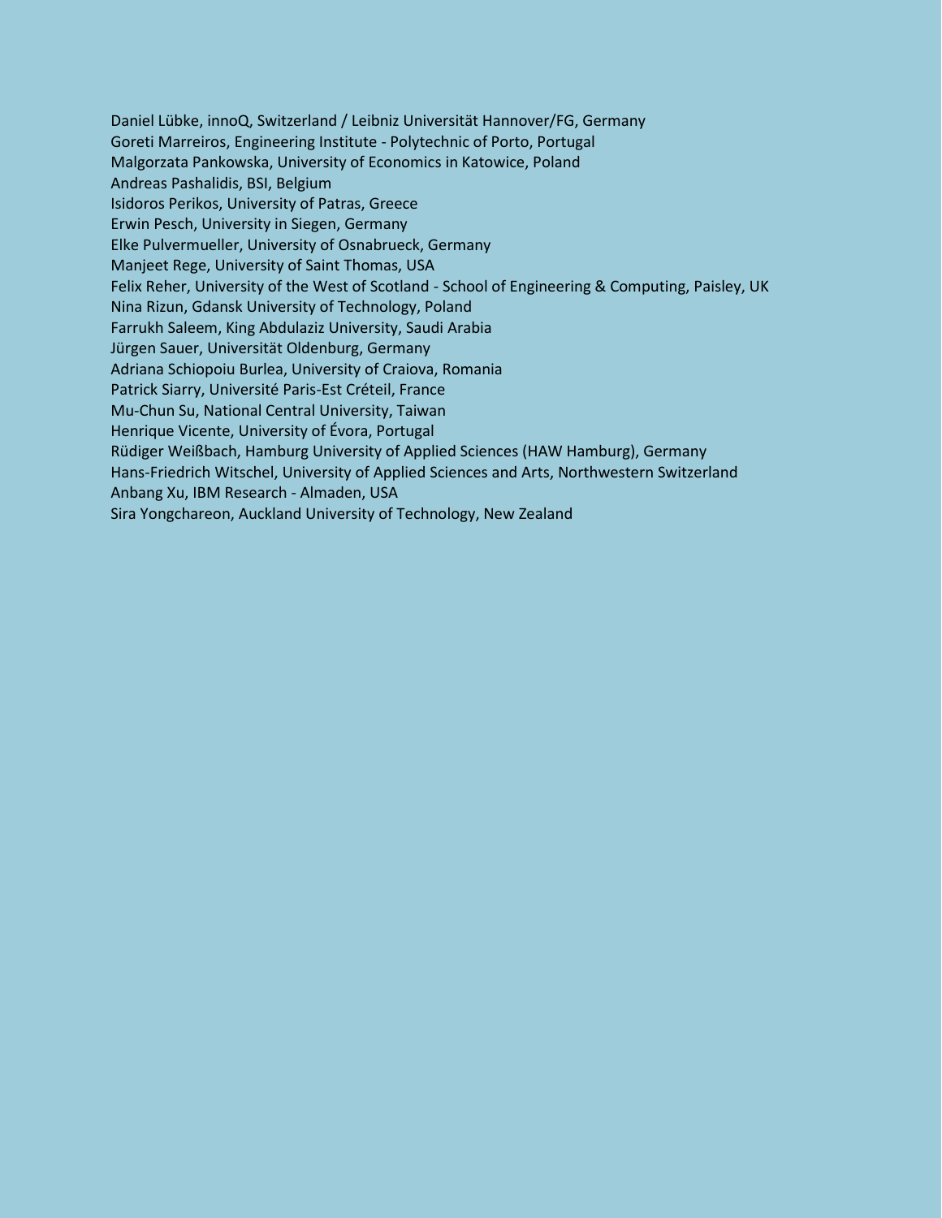Daniel Lübke, innoQ, Switzerland / Leibniz Universität Hannover/FG, Germany
Goreti Marreiros, Engineering Institute - Polytechnic of Porto, Portugal
Malgorzata Pankowska, University of Economics in Katowice, Poland
Andreas Pashalidis, BSI, Belgium
Isidoros Perikos, University of Patras, Greece
Erwin Pesch, University in Siegen, Germany
Elke Pulvermueller, University of Osnabrueck, Germany
Manjeet Rege, University of Saint Thomas, USA
Felix Reher, University of the West of Scotland - School of Engineering & Computing, Paisley, UK
Nina Rizun, Gdansk University of Technology, Poland
Farrukh Saleem, King Abdulaziz University, Saudi Arabia
Jürgen Sauer, Universität Oldenburg, Germany
Adriana Schiopoiu Burlea, University of Craiova, Romania
Patrick Siarry, Université Paris-Est Créteil, France
Mu-Chun Su, National Central University, Taiwan
Henrique Vicente, University of Évora, Portugal
Rüdiger Weißbach, Hamburg University of Applied Sciences (HAW Hamburg), Germany
Hans-Friedrich Witschel, University of Applied Sciences and Arts, Northwestern Switzerland
Anbang Xu, IBM Research - Almaden, USA
Sira Yongchareon, Auckland University of Technology, New Zealand